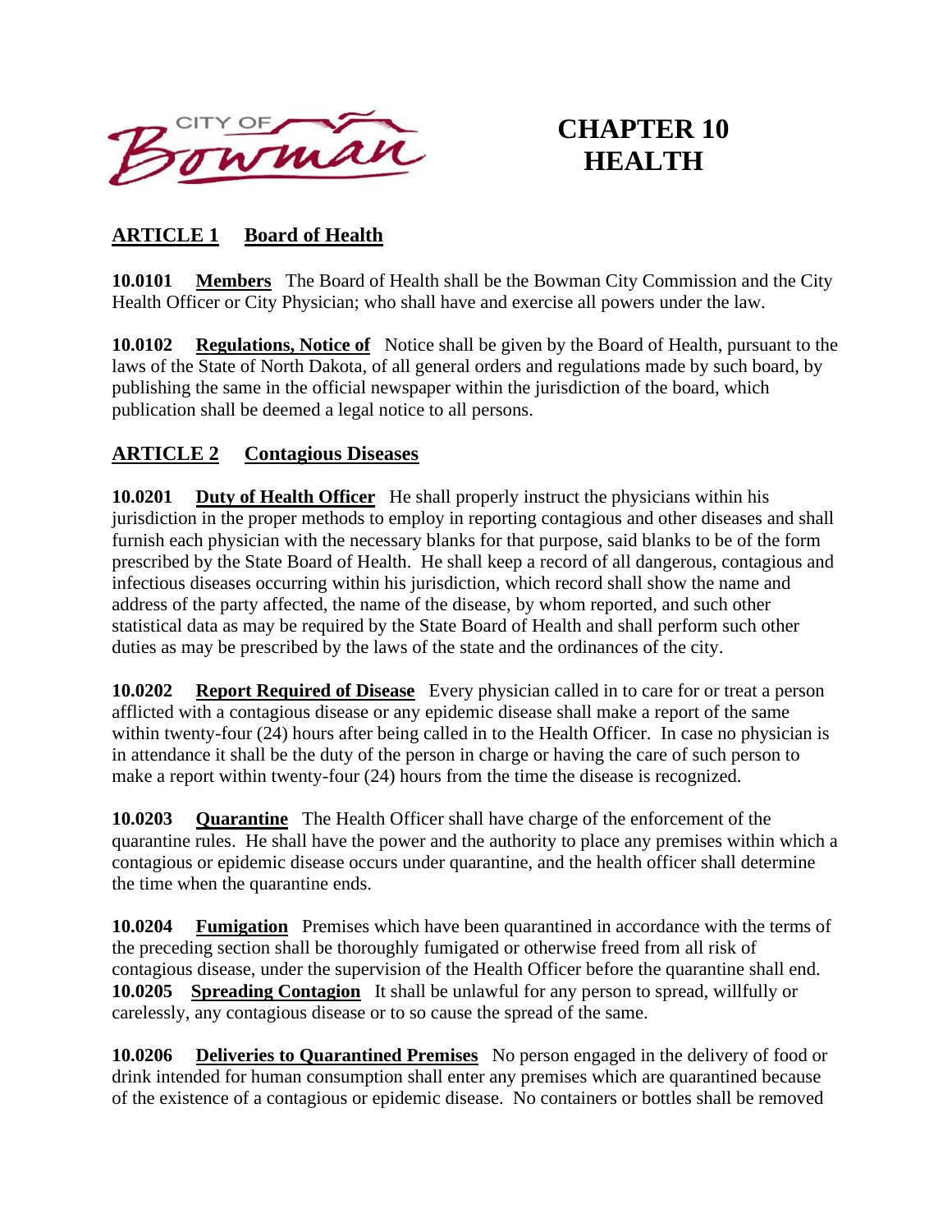# CHAPTER 10
# HEALTH

## ARTICLE 1 Board of Health

**10.0101** **Members** The Board of Health shall be the Bowman City Commission and the City Health Officer or City Physician; who shall have and exercise all powers under the law.

**10.0102** **Regulations, Notice of** Notice shall be given by the Board of Health, pursuant to the laws of the State of North Dakota, of all general orders and regulations made by such board, by publishing the same in the official newspaper within the jurisdiction of the board, which publication shall be deemed a legal notice to all persons.

## ARTICLE 2 Contagious Diseases

**10.0201** **Duty of Health Officer** He shall properly instruct the physicians within his jurisdiction in the proper methods to employ in reporting contagious and other diseases and shall furnish each physician with the necessary blanks for that purpose, said blanks to be of the form prescribed by the State Board of Health. He shall keep a record of all dangerous, contagious and infectious diseases occurring within his jurisdiction, which record shall show the name and address of the party affected, the name of the disease, by whom reported, and such other statistical data as may be required by the State Board of Health and shall perform such other duties as may be prescribed by the laws of the state and the ordinances of the city.

**10.0202** **Report Required of Disease** Every physician called in to care for or treat a person afflicted with a contagious disease or any epidemic disease shall make a report of the same within twenty-four (24) hours after being called in to the Health Officer. In case no physician is in attendance it shall be the duty of the person in charge or having the care of such person to make a report within twenty-four (24) hours from the time the disease is recognized.

**10.0203** **Quarantine** The Health Officer shall have charge of the enforcement of the quarantine rules. He shall have the power and the authority to place any premises within which a contagious or epidemic disease occurs under quarantine, and the health officer shall determine the time when the quarantine ends.

**10.0204** **Fumigation** Premises which have been quarantined in accordance with the terms of the preceding section shall be thoroughly fumigated or otherwise freed from all risk of contagious disease, under the supervision of the Health Officer before the quarantine shall end.

**10.0205** **Spreading Contagion** It shall be unlawful for any person to spread, willfully or carelessly, any contagious disease or to so cause the spread of the same.

**10.0206** **Deliveries to Quarantined Premises** No person engaged in the delivery of food or drink intended for human consumption shall enter any premises which are quarantined because of the existence of a contagious or epidemic disease. No containers or bottles shall be removed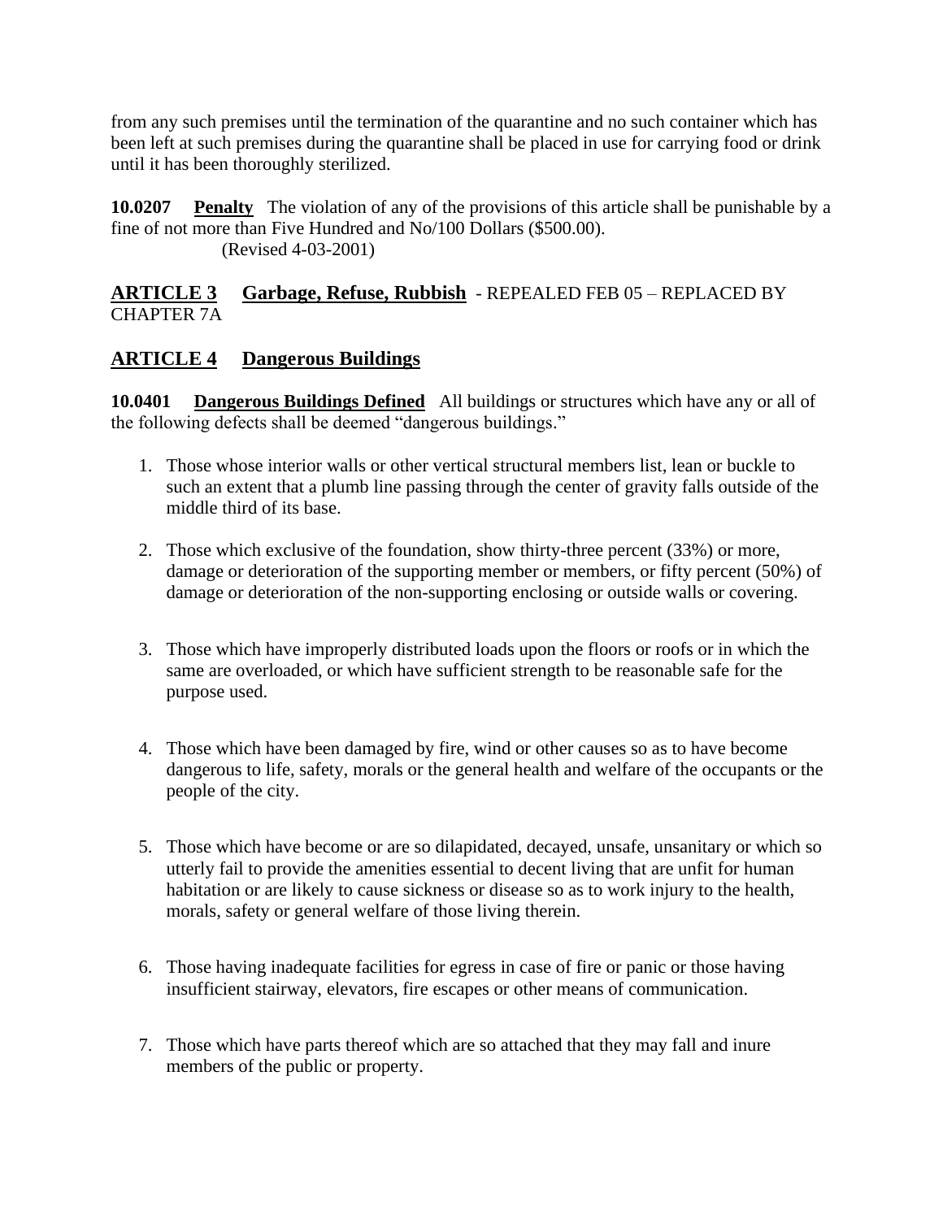from any such premises until the termination of the quarantine and no such container which has been left at such premises during the quarantine shall be placed in use for carrying food or drink until it has been thoroughly sterilized.

**10.0207** **Penalty** The violation of any of the provisions of this article shall be punishable by a fine of not more than Five Hundred and No/100 Dollars ($500.00).
(Revised 4-03-2001)

## ARTICLE 3 Garbage, Refuse, Rubbish - REPEALED FEB 05 – REPLACED BY CHAPTER 7A

## ARTICLE 4 Dangerous Buildings

**10.0401** **Dangerous Buildings Defined** All buildings or structures which have any or all of the following defects shall be deemed "dangerous buildings."

1. Those whose interior walls or other vertical structural members list, lean or buckle to such an extent that a plumb line passing through the center of gravity falls outside of the middle third of its base.

2. Those which exclusive of the foundation, show thirty-three percent (33%) or more, damage or deterioration of the supporting member or members, or fifty percent (50%) of damage or deterioration of the non-supporting enclosing or outside walls or covering.

3. Those which have improperly distributed loads upon the floors or roofs or in which the same are overloaded, or which have sufficient strength to be reasonable safe for the purpose used.

4. Those which have been damaged by fire, wind or other causes so as to have become dangerous to life, safety, morals or the general health and welfare of the occupants or the people of the city.

5. Those which have become or are so dilapidated, decayed, unsafe, unsanitary or which so utterly fail to provide the amenities essential to decent living that are unfit for human habitation or are likely to cause sickness or disease so as to work injury to the health, morals, safety or general welfare of those living therein.

6. Those having inadequate facilities for egress in case of fire or panic or those having insufficient stairway, elevators, fire escapes or other means of communication.

7. Those which have parts thereof which are so attached that they may fall and inure members of the public or property.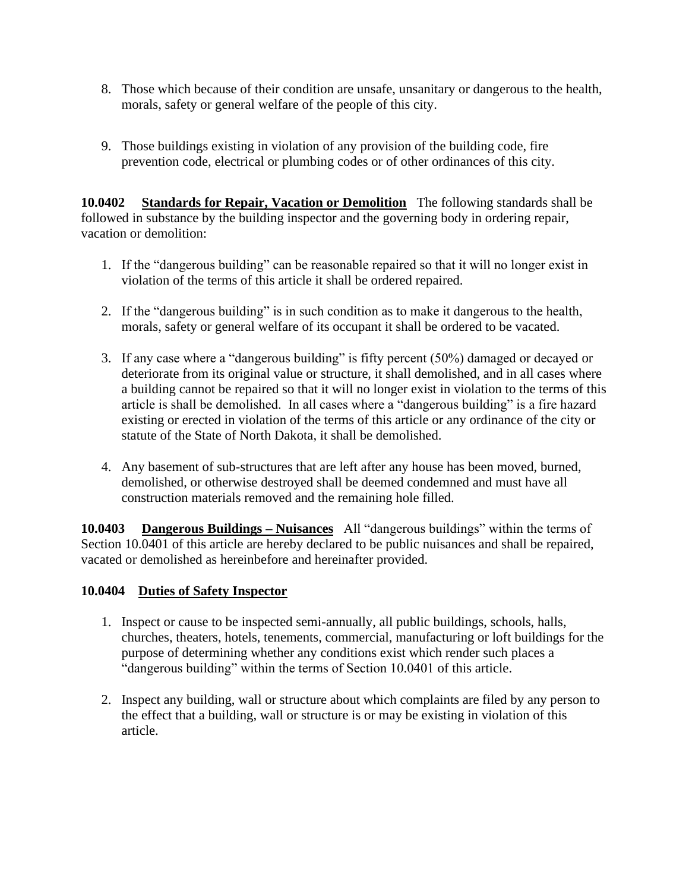8. Those which because of their condition are unsafe, unsanitary or dangerous to the health, morals, safety or general welfare of the people of this city.

9. Those buildings existing in violation of any provision of the building code, fire prevention code, electrical or plumbing codes or of other ordinances of this city.

**10.0402 <u>Standards for Repair, Vacation or Demolition</u>** The following standards shall be followed in substance by the building inspector and the governing body in ordering repair, vacation or demolition:

1. If the "dangerous building" can be reasonable repaired so that it will no longer exist in violation of the terms of this article it shall be ordered repaired.

2. If the "dangerous building" is in such condition as to make it dangerous to the health, morals, safety or general welfare of its occupant it shall be ordered to be vacated.

3. If any case where a "dangerous building" is fifty percent (50%) damaged or decayed or deteriorate from its original value or structure, it shall demolished, and in all cases where a building cannot be repaired so that it will no longer exist in violation to the terms of this article is shall be demolished. In all cases where a "dangerous building" is a fire hazard existing or erected in violation of the terms of this article or any ordinance of the city or statute of the State of North Dakota, it shall be demolished.

4. Any basement of sub-structures that are left after any house has been moved, burned, demolished, or otherwise destroyed shall be deemed condemned and must have all construction materials removed and the remaining hole filled.

**10.0403 <u>Dangerous Buildings – Nuisances</u>** All "dangerous buildings" within the terms of Section 10.0401 of this article are hereby declared to be public nuisances and shall be repaired, vacated or demolished as hereinbefore and hereinafter provided.

**10.0404 <u>Duties of Safety Inspector</u>**

1. Inspect or cause to be inspected semi-annually, all public buildings, schools, halls, churches, theaters, hotels, tenements, commercial, manufacturing or loft buildings for the purpose of determining whether any conditions exist which render such places a "dangerous building" within the terms of Section 10.0401 of this article.

2. Inspect any building, wall or structure about which complaints are filed by any person to the effect that a building, wall or structure is or may be existing in violation of this article.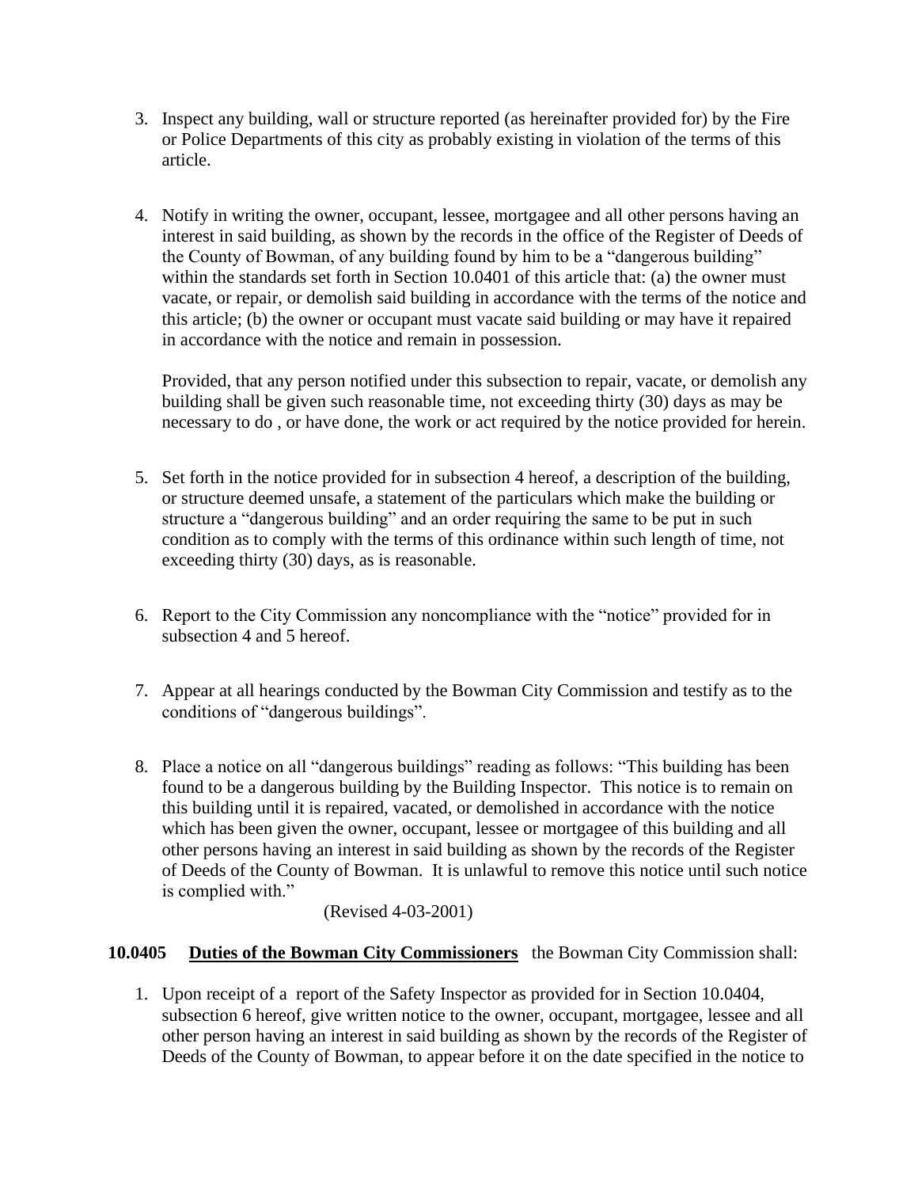3. Inspect any building, wall or structure reported (as hereinafter provided for) by the Fire or Police Departments of this city as probably existing in violation of the terms of this article.

4. Notify in writing the owner, occupant, lessee, mortgagee and all other persons having an interest in said building, as shown by the records in the office of the Register of Deeds of the County of Bowman, of any building found by him to be a "dangerous building" within the standards set forth in Section 10.0401 of this article that: (a) the owner must vacate, or repair, or demolish said building in accordance with the terms of the notice and this article; (b) the owner or occupant must vacate said building or may have it repaired in accordance with the notice and remain in possession.

   Provided, that any person notified under this subsection to repair, vacate, or demolish any building shall be given such reasonable time, not exceeding thirty (30) days as may be necessary to do , or have done, the work or act required by the notice provided for herein.

5. Set forth in the notice provided for in subsection 4 hereof, a description of the building, or structure deemed unsafe, a statement of the particulars which make the building or structure a "dangerous building" and an order requiring the same to be put in such condition as to comply with the terms of this ordinance within such length of time, not exceeding thirty (30) days, as is reasonable.

6. Report to the City Commission any noncompliance with the "notice" provided for in subsection 4 and 5 hereof.

7. Appear at all hearings conducted by the Bowman City Commission and testify as to the conditions of "dangerous buildings".

8. Place a notice on all "dangerous buildings" reading as follows: "This building has been found to be a dangerous building by the Building Inspector. This notice is to remain on this building until it is repaired, vacated, or demolished in accordance with the notice which has been given the owner, occupant, lessee or mortgagee of this building and all other persons having an interest in said building as shown by the records of the Register of Deeds of the County of Bowman. It is unlawful to remove this notice until such notice is complied with."

   (Revised 4-03-2001)

**10.0405 Duties of the Bowman City Commissioners** the Bowman City Commission shall:

1. Upon receipt of a report of the Safety Inspector as provided for in Section 10.0404, subsection 6 hereof, give written notice to the owner, occupant, mortgagee, lessee and all other person having an interest in said building as shown by the records of the Register of Deeds of the County of Bowman, to appear before it on the date specified in the notice to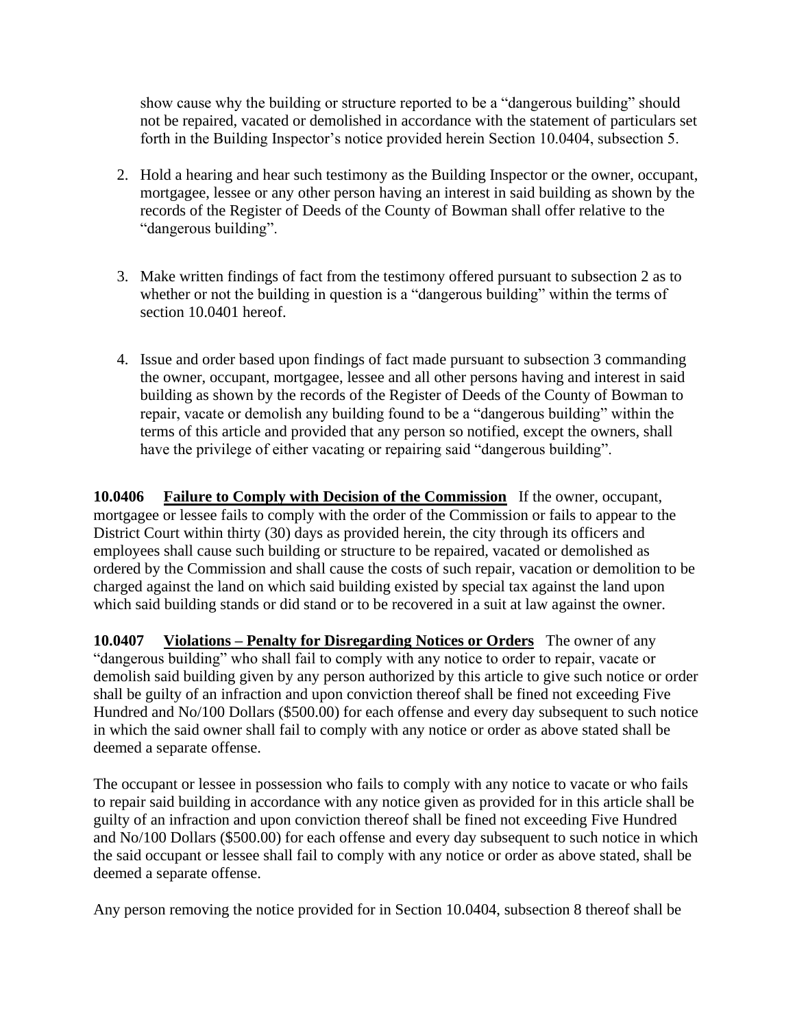show cause why the building or structure reported to be a "dangerous building" should not be repaired, vacated or demolished in accordance with the statement of particulars set forth in the Building Inspector's notice provided herein Section 10.0404, subsection 5.

2. Hold a hearing and hear such testimony as the Building Inspector or the owner, occupant, mortgagee, lessee or any other person having an interest in said building as shown by the records of the Register of Deeds of the County of Bowman shall offer relative to the "dangerous building".

3. Make written findings of fact from the testimony offered pursuant to subsection 2 as to whether or not the building in question is a "dangerous building" within the terms of section 10.0401 hereof.

4. Issue and order based upon findings of fact made pursuant to subsection 3 commanding the owner, occupant, mortgagee, lessee and all other persons having and interest in said building as shown by the records of the Register of Deeds of the County of Bowman to repair, vacate or demolish any building found to be a "dangerous building" within the terms of this article and provided that any person so notified, except the owners, shall have the privilege of either vacating or repairing said "dangerous building".

**10.0406 Failure to Comply with Decision of the Commission** If the owner, occupant, mortgagee or lessee fails to comply with the order of the Commission or fails to appear to the District Court within thirty (30) days as provided herein, the city through its officers and employees shall cause such building or structure to be repaired, vacated or demolished as ordered by the Commission and shall cause the costs of such repair, vacation or demolition to be charged against the land on which said building existed by special tax against the land upon which said building stands or did stand or to be recovered in a suit at law against the owner.

**10.0407 Violations – Penalty for Disregarding Notices or Orders** The owner of any "dangerous building" who shall fail to comply with any notice to order to repair, vacate or demolish said building given by any person authorized by this article to give such notice or order shall be guilty of an infraction and upon conviction thereof shall be fined not exceeding Five Hundred and No/100 Dollars ($500.00) for each offense and every day subsequent to such notice in which the said owner shall fail to comply with any notice or order as above stated shall be deemed a separate offense.

The occupant or lessee in possession who fails to comply with any notice to vacate or who fails to repair said building in accordance with any notice given as provided for in this article shall be guilty of an infraction and upon conviction thereof shall be fined not exceeding Five Hundred and No/100 Dollars ($500.00) for each offense and every day subsequent to such notice in which the said occupant or lessee shall fail to comply with any notice or order as above stated, shall be deemed a separate offense.

Any person removing the notice provided for in Section 10.0404, subsection 8 thereof shall be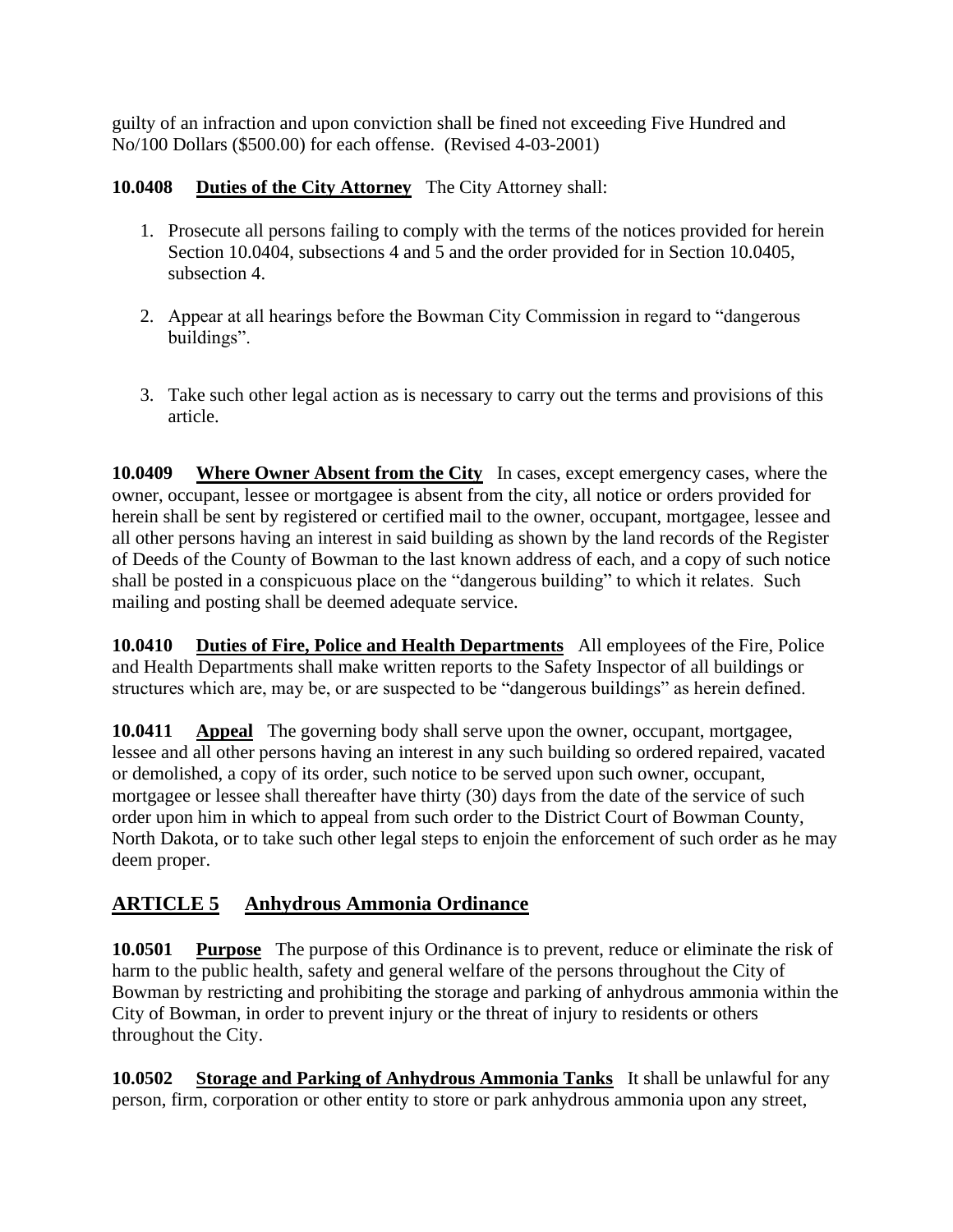guilty of an infraction and upon conviction shall be fined not exceeding Five Hundred and No/100 Dollars ($500.00) for each offense. (Revised 4-03-2001)

**10.0408 Duties of the City Attorney** The City Attorney shall:

1. Prosecute all persons failing to comply with the terms of the notices provided for herein Section 10.0404, subsections 4 and 5 and the order provided for in Section 10.0405, subsection 4.

2. Appear at all hearings before the Bowman City Commission in regard to "dangerous buildings".

3. Take such other legal action as is necessary to carry out the terms and provisions of this article.

**10.0409 Where Owner Absent from the City** In cases, except emergency cases, where the owner, occupant, lessee or mortgagee is absent from the city, all notice or orders provided for herein shall be sent by registered or certified mail to the owner, occupant, mortgagee, lessee and all other persons having an interest in said building as shown by the land records of the Register of Deeds of the County of Bowman to the last known address of each, and a copy of such notice shall be posted in a conspicuous place on the "dangerous building" to which it relates. Such mailing and posting shall be deemed adequate service.

**10.0410 Duties of Fire, Police and Health Departments** All employees of the Fire, Police and Health Departments shall make written reports to the Safety Inspector of all buildings or structures which are, may be, or are suspected to be "dangerous buildings" as herein defined.

**10.0411 Appeal** The governing body shall serve upon the owner, occupant, mortgagee, lessee and all other persons having an interest in any such building so ordered repaired, vacated or demolished, a copy of its order, such notice to be served upon such owner, occupant, mortgagee or lessee shall thereafter have thirty (30) days from the date of the service of such order upon him in which to appeal from such order to the District Court of Bowman County, North Dakota, or to take such other legal steps to enjoin the enforcement of such order as he may deem proper.

## ARTICLE 5 Anhydrous Ammonia Ordinance

**10.0501 Purpose** The purpose of this Ordinance is to prevent, reduce or eliminate the risk of harm to the public health, safety and general welfare of the persons throughout the City of Bowman by restricting and prohibiting the storage and parking of anhydrous ammonia within the City of Bowman, in order to prevent injury or the threat of injury to residents or others throughout the City.

**10.0502 Storage and Parking of Anhydrous Ammonia Tanks** It shall be unlawful for any person, firm, corporation or other entity to store or park anhydrous ammonia upon any street,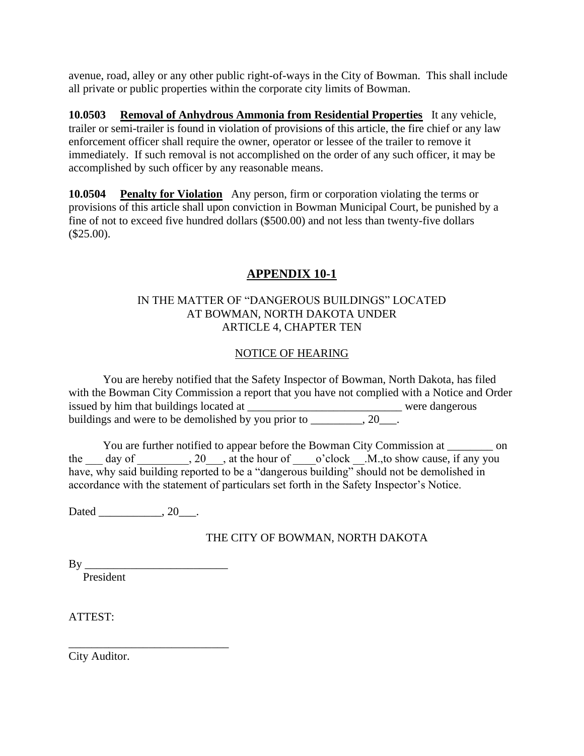avenue, road, alley or any other public right-of-ways in the City of Bowman. This shall include all private or public properties within the corporate city limits of Bowman.

**10.0503** **Removal of Anhydrous Ammonia from Residential Properties** It any vehicle, trailer or semi-trailer is found in violation of provisions of this article, the fire chief or any law enforcement officer shall require the owner, operator or lessee of the trailer to remove it immediately. If such removal is not accomplished on the order of any such officer, it may be accomplished by such officer by any reasonable means.

**10.0504** **Penalty for Violation** Any person, firm or corporation violating the terms or provisions of this article shall upon conviction in Bowman Municipal Court, be punished by a fine of not to exceed five hundred dollars ($500.00) and not less than twenty-five dollars ($25.00).

## APPENDIX 10-1

IN THE MATTER OF "DANGEROUS BUILDINGS" LOCATED AT BOWMAN, NORTH DAKOTA UNDER ARTICLE 4, CHAPTER TEN

NOTICE OF HEARING

You are hereby notified that the Safety Inspector of Bowman, North Dakota, has filed with the Bowman City Commission a report that you have not complied with a Notice and Order issued by him that buildings located at ___________________________ were dangerous buildings and were to be demolished by you prior to _________, 20___.

You are further notified to appear before the Bowman City Commission at ________ on the ___ day of _________, 20___, at the hour of ____o'clock __.M.,to show cause, if any you have, why said building reported to be a "dangerous building" should not be demolished in accordance with the statement of particulars set forth in the Safety Inspector's Notice.

Dated ___________, 20___.

THE CITY OF BOWMAN, NORTH DAKOTA

By _________________________
President

ATTEST:

____________________________
City Auditor.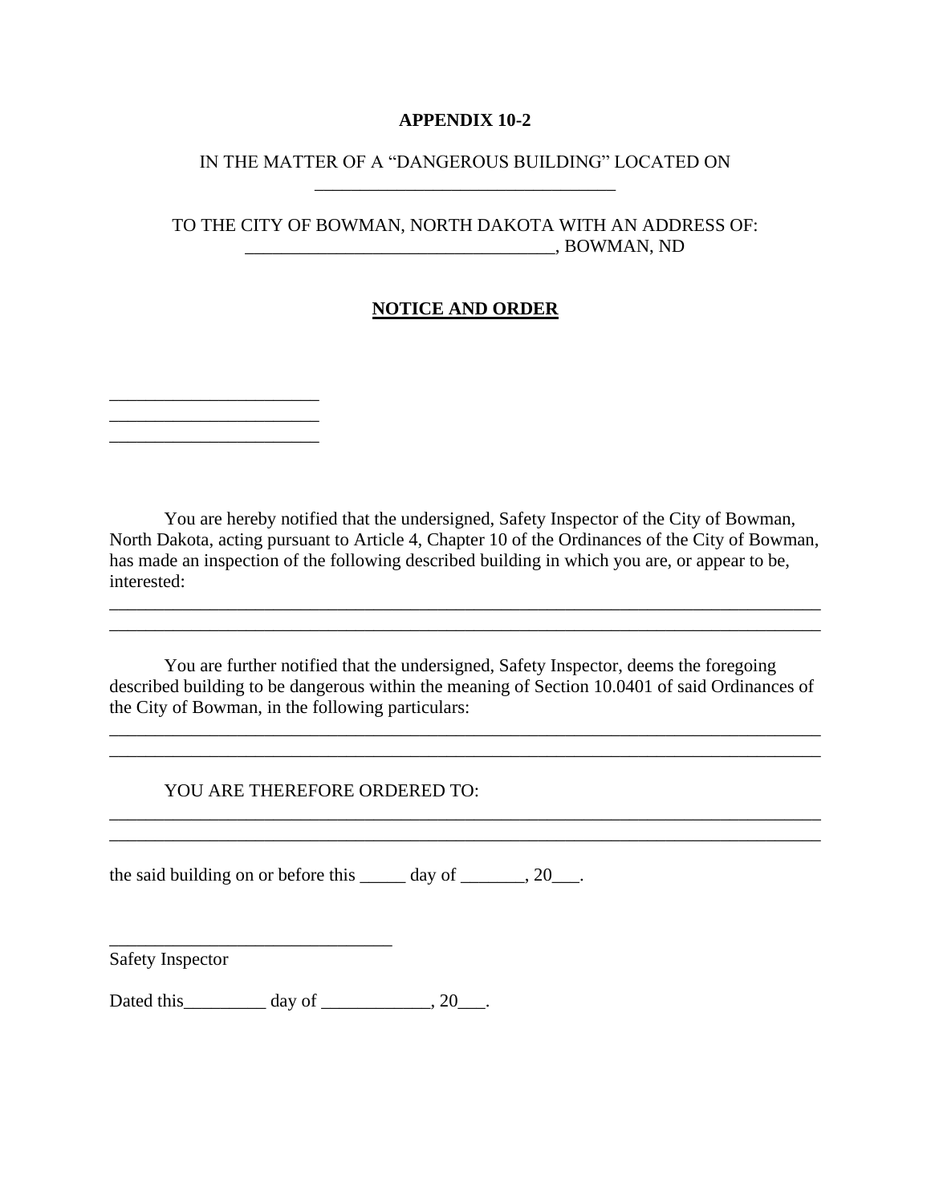**APPENDIX 10-2**

IN THE MATTER OF A "DANGEROUS BUILDING" LOCATED ON
_________________________________

TO THE CITY OF BOWMAN, NORTH DAKOTA WITH AN ADDRESS OF:
_________________________________, BOWMAN, ND

**NOTICE AND ORDER**

_______________________
_______________________
_______________________

You are hereby notified that the undersigned, Safety Inspector of the City of Bowman, North Dakota, acting pursuant to Article 4, Chapter 10 of the Ordinances of the City of Bowman, has made an inspection of the following described building in which you are, or appear to be, interested:
_____________________________________________________________________________
_____________________________________________________________________________

You are further notified that the undersigned, Safety Inspector, deems the foregoing described building to be dangerous within the meaning of Section 10.0401 of said Ordinances of the City of Bowman, in the following particulars:
_____________________________________________________________________________
_____________________________________________________________________________

YOU ARE THEREFORE ORDERED TO:
_____________________________________________________________________________
_____________________________________________________________________________

the said building on or before this _____ day of _______, 20___.

_______________________________
Safety Inspector

Dated this_________ day of ____________, 20___.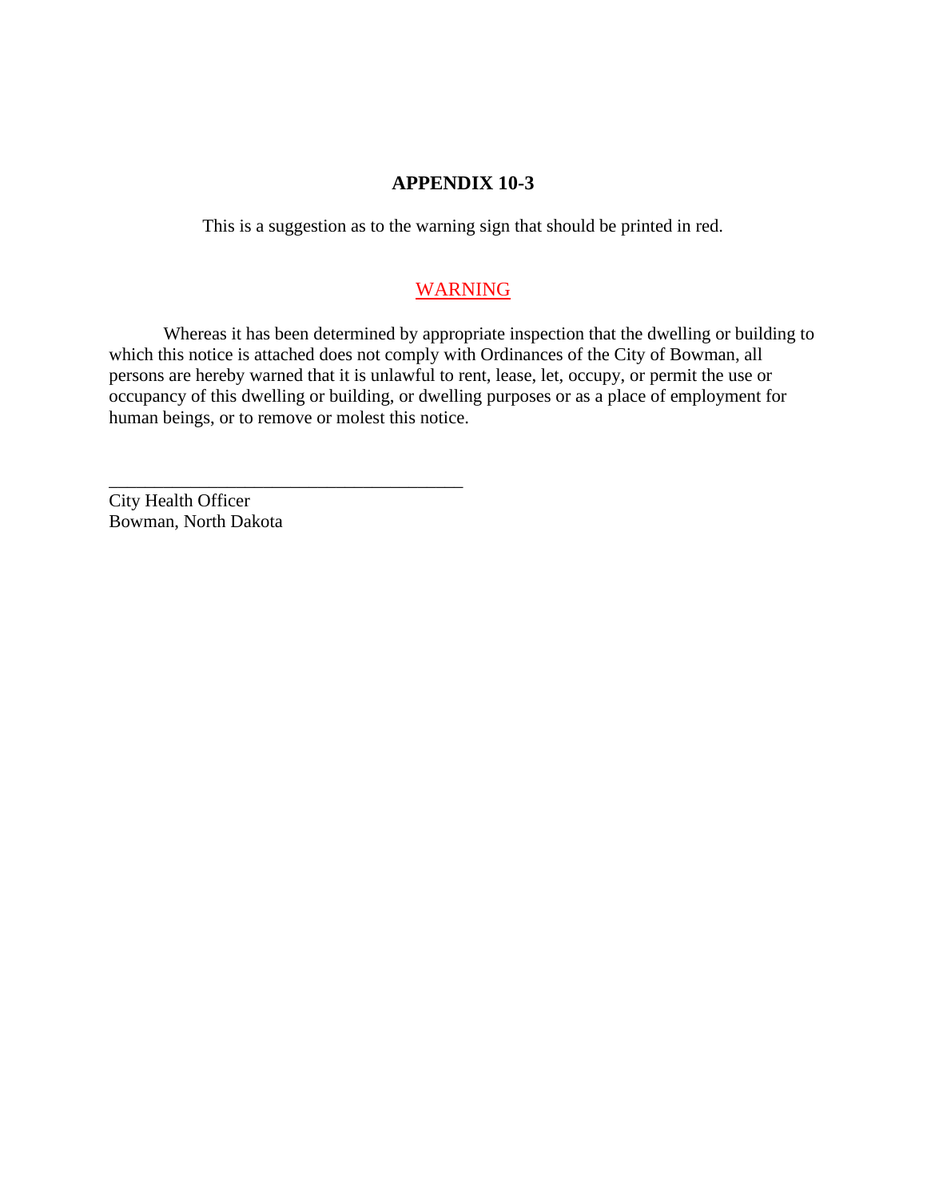# APPENDIX 10-3

This is a suggestion as to the warning sign that should be printed in red.

## WARNING

Whereas it has been determined by appropriate inspection that the dwelling or building to which this notice is attached does not comply with Ordinances of the City of Bowman, all persons are hereby warned that it is unlawful to rent, lease, let, occupy, or permit the use or occupancy of this dwelling or building, or dwelling purposes or as a place of employment for human beings, or to remove or molest this notice.

\_\_\_\_\_\_\_\_\_\_\_\_\_\_\_\_\_\_\_\_\_\_\_\_\_\_\_\_\_\_\_\_\_\_\_\_\_\_\_\_

City Health Officer
Bowman, North Dakota